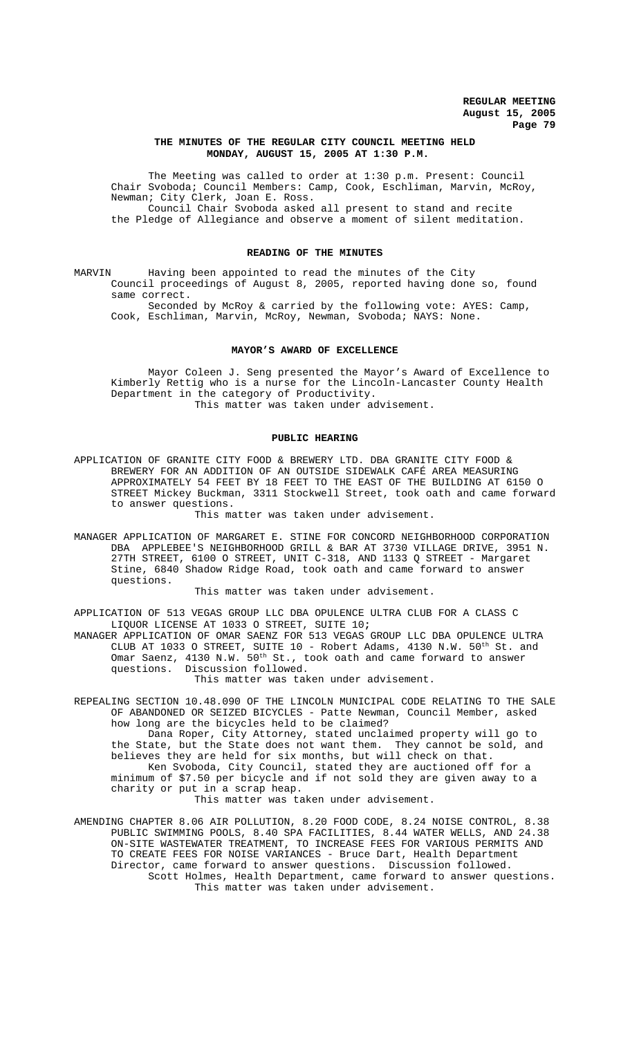# THE MINUTES OF THE REGULAR CITY COUNCIL MEETING HELD MONDAY, AUGUST 15, 2005 AT 1:30 P.M.

The Meeting was called to order at 1:30 p.m. Present: Council Chair Svoboda; Council Members: Camp, Cook, Eschliman, Marvin, McRoy, Newman; City Clerk, Joan E. Ross.

Council Chair Svoboda asked all present to stand and recite the Pledge of Allegiance and observe a moment of silent meditation.

## READING OF THE MINUTES

MARVIN Having been appointed to read the minutes of the City Council proceedings of August 8, 2005, reported having done so, found same correct.

Seconded by McRoy & carried by the following vote: AYES: Camp, Cook, Eschliman, Marvin, McRoy, Newman, Svoboda; NAYS: None.

## MAYOR'S AWARD OF EXCELLENCE

Mayor Coleen J. Seng presented the Mayor's Award of Excellence to Kimberly Rettig who is a nurse for the Lincoln-Lancaster County Health Department in the category of Productivity.

This matter was taken under advisement.

## PUBLIC HEARING

APPLICATION OF GRANITE CITY FOOD & BREWERY LTD. DBA GRANITE CITY FOOD & BREWERY FOR AN ADDITION OF AN OUTSIDE SIDEWALK CAFÉ AREA MEASURING APPROXIMATELY 54 FEET BY 18 FEET TO THE EAST OF THE BUILDING AT 6150 O STREET Mickey Buckman, 3311 Stockwell Street, took oath and came forward to answer questions.

This matter was taken under advisement.

MANAGER APPLICATION OF MARGARET E. STINE FOR CONCORD NEIGHBORHOOD CORPORATION DBA APPLEBEE'S NEIGHBORHOOD GRILL & BAR AT 3730 VILLAGE DRIVE, 3951 N. 27TH STREET, 6100 O STREET, UNIT C-318, AND 1133 Q STREET - Margaret Stine, 6840 Shadow Ridge Road, took oath and came forward to answer questions.

This matter was taken under advisement.

APPLICATION OF 513 VEGAS GROUP LLC DBA OPULENCE ULTRA CLUB FOR A CLASS C LIQUOR LICENSE AT 1033 O STREET, SUITE 10;

MANAGER APPLICATION OF OMAR SAENZ FOR 513 VEGAS GROUP LLC DBA OPULENCE ULTRA CLUB AT 1033 O STREET, SUITE 10 - Robert Adams, 4130 N.W. 50th St. and Omar Saenz, 4130 N.W. 50th St., took oath and came forward to answer questions. Discussion followed.

This matter was taken under advisement.

REPEALING SECTION 10.48.090 OF THE LINCOLN MUNICIPAL CODE RELATING TO THE SALE OF ABANDONED OR SEIZED BICYCLES - Patte Newman, Council Member, asked how long are the bicycles held to be claimed?

Dana Roper, City Attorney, stated unclaimed property will go to the State, but the State does not want them. They cannot be sold, and believes they are held for six months, but will check on that.

Ken Svoboda, City Council, stated they are auctioned off for a minimum of $7.50 per bicycle and if not sold they are given away to a charity or put in a scrap heap.

This matter was taken under advisement.

AMENDING CHAPTER 8.06 AIR POLLUTION, 8.20 FOOD CODE, 8.24 NOISE CONTROL, 8.38 PUBLIC SWIMMING POOLS, 8.40 SPA FACILITIES, 8.44 WATER WELLS, AND 24.38 ON-SITE WASTEWATER TREATMENT, TO INCREASE FEES FOR VARIOUS PERMITS AND TO CREATE FEES FOR NOISE VARIANCES - Bruce Dart, Health Department Director, came forward to answer questions. Discussion followed.

Scott Holmes, Health Department, came forward to answer questions.

This matter was taken under advisement.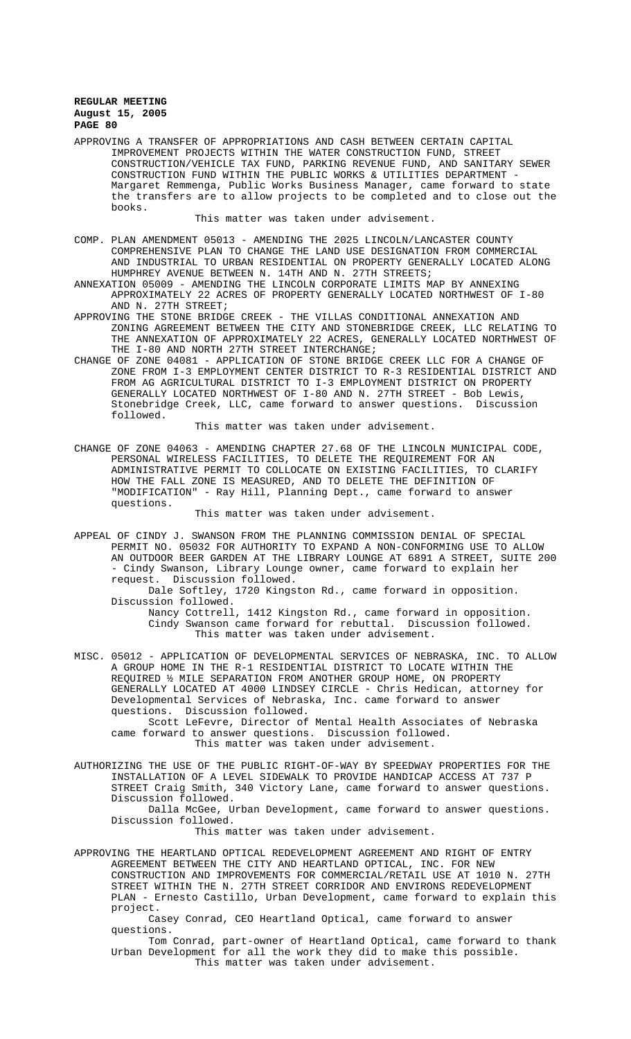APPROVING A TRANSFER OF APPROPRIATIONS AND CASH BETWEEN CERTAIN CAPITAL IMPROVEMENT PROJECTS WITHIN THE WATER CONSTRUCTION FUND, STREET CONSTRUCTION/VEHICLE TAX FUND, PARKING REVENUE FUND, AND SANITARY SEWER CONSTRUCTION FUND WITHIN THE PUBLIC WORKS & UTILITIES DEPARTMENT - Margaret Remmenga, Public Works Business Manager, came forward to state the transfers are to allow projects to be completed and to close out the books.

This matter was taken under advisement.

COMP. PLAN AMENDMENT 05013 - AMENDING THE 2025 LINCOLN/LANCASTER COUNTY COMPREHENSIVE PLAN TO CHANGE THE LAND USE DESIGNATION FROM COMMERCIAL AND INDUSTRIAL TO URBAN RESIDENTIAL ON PROPERTY GENERALLY LOCATED ALONG HUMPHREY AVENUE BETWEEN N. 14TH AND N. 27TH STREETS;

ANNEXATION 05009 - AMENDING THE LINCOLN CORPORATE LIMITS MAP BY ANNEXING APPROXIMATELY 22 ACRES OF PROPERTY GENERALLY LOCATED NORTHWEST OF I-80 AND N. 27TH STREET;

APPROVING THE STONE BRIDGE CREEK - THE VILLAS CONDITIONAL ANNEXATION AND ZONING AGREEMENT BETWEEN THE CITY AND STONEBRIDGE CREEK, LLC RELATING TO THE ANNEXATION OF APPROXIMATELY 22 ACRES, GENERALLY LOCATED NORTHWEST OF THE I-80 AND NORTH 27TH STREET INTERCHANGE;

CHANGE OF ZONE 04081 - APPLICATION OF STONE BRIDGE CREEK LLC FOR A CHANGE OF ZONE FROM I-3 EMPLOYMENT CENTER DISTRICT TO R-3 RESIDENTIAL DISTRICT AND FROM AG AGRICULTURAL DISTRICT TO I-3 EMPLOYMENT DISTRICT ON PROPERTY GENERALLY LOCATED NORTHWEST OF I-80 AND N. 27TH STREET - Bob Lewis, Stonebridge Creek, LLC, came forward to answer questions. Discussion followed.

This matter was taken under advisement.

CHANGE OF ZONE 04063 - AMENDING CHAPTER 27.68 OF THE LINCOLN MUNICIPAL CODE, PERSONAL WIRELESS FACILITIES, TO DELETE THE REQUIREMENT FOR AN ADMINISTRATIVE PERMIT TO COLLOCATE ON EXISTING FACILITIES, TO CLARIFY HOW THE FALL ZONE IS MEASURED, AND TO DELETE THE DEFINITION OF "MODIFICATION" - Ray Hill, Planning Dept., came forward to answer questions.

This matter was taken under advisement.

APPEAL OF CINDY J. SWANSON FROM THE PLANNING COMMISSION DENIAL OF SPECIAL PERMIT NO. 05032 FOR AUTHORITY TO EXPAND A NON-CONFORMING USE TO ALLOW AN OUTDOOR BEER GARDEN AT THE LIBRARY LOUNGE AT 6891 A STREET, SUITE 200 - Cindy Swanson, Library Lounge owner, came forward to explain her request. Discussion followed.

Dale Softley, 1720 Kingston Rd., came forward in opposition. Discussion followed.

Nancy Cottrell, 1412 Kingston Rd., came forward in opposition.

Cindy Swanson came forward for rebuttal. Discussion followed.

This matter was taken under advisement.

MISC. 05012 - APPLICATION OF DEVELOPMENTAL SERVICES OF NEBRASKA, INC. TO ALLOW A GROUP HOME IN THE R-1 RESIDENTIAL DISTRICT TO LOCATE WITHIN THE REQUIRED ½ MILE SEPARATION FROM ANOTHER GROUP HOME, ON PROPERTY GENERALLY LOCATED AT 4000 LINDSEY CIRCLE - Chris Hedican, attorney for Developmental Services of Nebraska, Inc. came forward to answer questions. Discussion followed.

Scott LeFevre, Director of Mental Health Associates of Nebraska came forward to answer questions. Discussion followed.

This matter was taken under advisement.

AUTHORIZING THE USE OF THE PUBLIC RIGHT-OF-WAY BY SPEEDWAY PROPERTIES FOR THE INSTALLATION OF A LEVEL SIDEWALK TO PROVIDE HANDICAP ACCESS AT 737 P STREET Craig Smith, 340 Victory Lane, came forward to answer questions. Discussion followed.

Dalla McGee, Urban Development, came forward to answer questions. Discussion followed.

This matter was taken under advisement.

APPROVING THE HEARTLAND OPTICAL REDEVELOPMENT AGREEMENT AND RIGHT OF ENTRY AGREEMENT BETWEEN THE CITY AND HEARTLAND OPTICAL, INC. FOR NEW CONSTRUCTION AND IMPROVEMENTS FOR COMMERCIAL/RETAIL USE AT 1010 N. 27TH STREET WITHIN THE N. 27TH STREET CORRIDOR AND ENVIRONS REDEVELOPMENT PLAN - Ernesto Castillo, Urban Development, came forward to explain this project.

Casey Conrad, CEO Heartland Optical, came forward to answer questions.

Tom Conrad, part-owner of Heartland Optical, came forward to thank Urban Development for all the work they did to make this possible.

This matter was taken under advisement.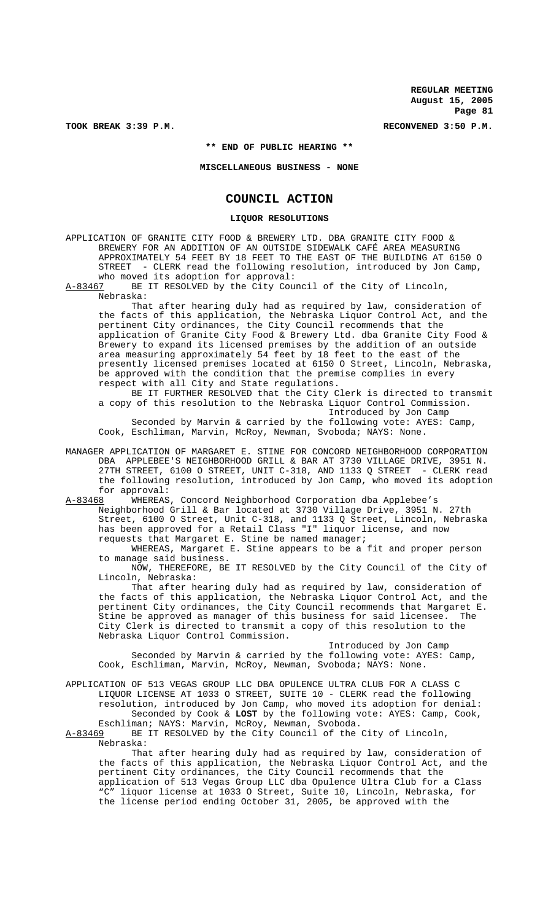TOOK BREAK 3:39 P.M. RECONVENED 3:50 P.M.

**\*\* END OF PUBLIC HEARING \*\***

**MISCELLANEOUS BUSINESS - NONE**

## COUNCIL ACTION

**LIQUOR RESOLUTIONS**

APPLICATION OF GRANITE CITY FOOD & BREWERY LTD. DBA GRANITE CITY FOOD & BREWERY FOR AN ADDITION OF AN OUTSIDE SIDEWALK CAFÉ AREA MEASURING APPROXIMATELY 54 FEET BY 18 FEET TO THE EAST OF THE BUILDING AT 6150 O STREET - CLERK read the following resolution, introduced by Jon Camp, who moved its adoption for approval:

A-83467 BE IT RESOLVED by the City Council of the City of Lincoln, Nebraska:

That after hearing duly had as required by law, consideration of the facts of this application, the Nebraska Liquor Control Act, and the pertinent City ordinances, the City Council recommends that the application of Granite City Food & Brewery Ltd. dba Granite City Food & Brewery to expand its licensed premises by the addition of an outside area measuring approximately 54 feet by 18 feet to the east of the presently licensed premises located at 6150 O Street, Lincoln, Nebraska, be approved with the condition that the premise complies in every respect with all City and State regulations.

BE IT FURTHER RESOLVED that the City Clerk is directed to transmit a copy of this resolution to the Nebraska Liquor Control Commission.

Introduced by Jon Camp

Seconded by Marvin & carried by the following vote: AYES: Camp, Cook, Eschliman, Marvin, McRoy, Newman, Svoboda; NAYS: None.

MANAGER APPLICATION OF MARGARET E. STINE FOR CONCORD NEIGHBORHOOD CORPORATION DBA APPLEBEE'S NEIGHBORHOOD GRILL & BAR AT 3730 VILLAGE DRIVE, 3951 N. 27TH STREET, 6100 O STREET, UNIT C-318, AND 1133 Q STREET - CLERK read the following resolution, introduced by Jon Camp, who moved its adoption for approval:

A-83468 WHEREAS, Concord Neighborhood Corporation dba Applebee's Neighborhood Grill & Bar located at 3730 Village Drive, 3951 N. 27th Street, 6100 O Street, Unit C-318, and 1133 Q Street, Lincoln, Nebraska has been approved for a Retail Class "I" liquor license, and now requests that Margaret E. Stine be named manager;

WHEREAS, Margaret E. Stine appears to be a fit and proper person to manage said business.

NOW, THEREFORE, BE IT RESOLVED by the City Council of the City of Lincoln, Nebraska:

That after hearing duly had as required by law, consideration of the facts of this application, the Nebraska Liquor Control Act, and the pertinent City ordinances, the City Council recommends that Margaret E. Stine be approved as manager of this business for said licensee. The City Clerk is directed to transmit a copy of this resolution to the Nebraska Liquor Control Commission.

Introduced by Jon Camp

Seconded by Marvin & carried by the following vote: AYES: Camp, Cook, Eschliman, Marvin, McRoy, Newman, Svoboda; NAYS: None.

APPLICATION OF 513 VEGAS GROUP LLC DBA OPULENCE ULTRA CLUB FOR A CLASS C LIQUOR LICENSE AT 1033 O STREET, SUITE 10 - CLERK read the following resolution, introduced by Jon Camp, who moved its adoption for denial:

Seconded by Cook & **LOST** by the following vote: AYES: Camp, Cook, Eschliman; NAYS: Marvin, McRoy, Newman, Svoboda.

A-83469 BE IT RESOLVED by the City Council of the City of Lincoln, Nebraska:

That after hearing duly had as required by law, consideration of the facts of this application, the Nebraska Liquor Control Act, and the pertinent City ordinances, the City Council recommends that the application of 513 Vegas Group LLC dba Opulence Ultra Club for a Class "C" liquor license at 1033 O Street, Suite 10, Lincoln, Nebraska, for the license period ending October 31, 2005, be approved with the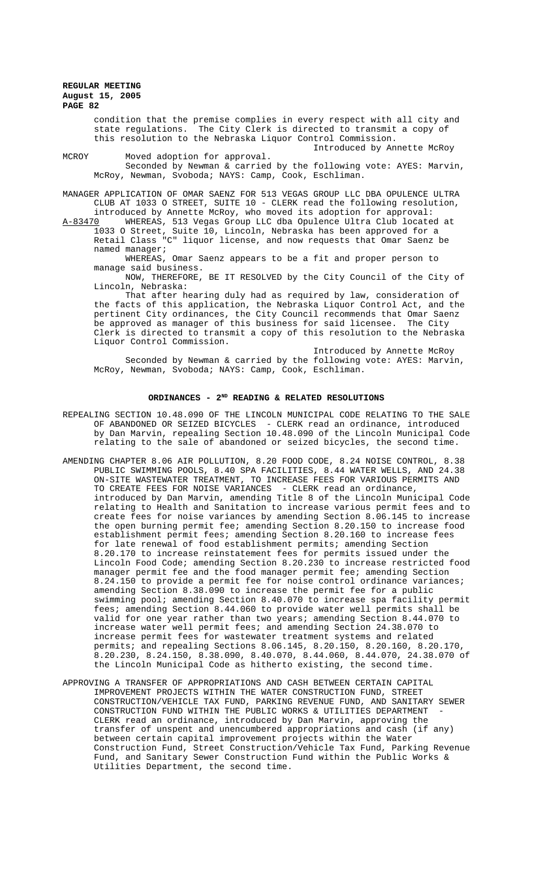condition that the premise complies in every respect with all city and state regulations. The City Clerk is directed to transmit a copy of this resolution to the Nebraska Liquor Control Commission.

Introduced by Annette McRoy

MCROY Moved adoption for approval.

Seconded by Newman & carried by the following vote: AYES: Marvin, McRoy, Newman, Svoboda; NAYS: Camp, Cook, Eschliman.

MANAGER APPLICATION OF OMAR SAENZ FOR 513 VEGAS GROUP LLC DBA OPULENCE ULTRA CLUB AT 1033 O STREET, SUITE 10 - CLERK read the following resolution, introduced by Annette McRoy, who moved its adoption for approval:

A-83470 WHEREAS, 513 Vegas Group LLC dba Opulence Ultra Club located at 1033 O Street, Suite 10, Lincoln, Nebraska has been approved for a Retail Class "C" liquor license, and now requests that Omar Saenz be named manager;

WHEREAS, Omar Saenz appears to be a fit and proper person to manage said business.

NOW, THEREFORE, BE IT RESOLVED by the City Council of the City of Lincoln, Nebraska:

That after hearing duly had as required by law, consideration of the facts of this application, the Nebraska Liquor Control Act, and the pertinent City ordinances, the City Council recommends that Omar Saenz be approved as manager of this business for said licensee. The City Clerk is directed to transmit a copy of this resolution to the Nebraska Liquor Control Commission.

Introduced by Annette McRoy

Seconded by Newman & carried by the following vote: AYES: Marvin, McRoy, Newman, Svoboda; NAYS: Camp, Cook, Eschliman.

## ORDINANCES - 2ND READING & RELATED RESOLUTIONS

REPEALING SECTION 10.48.090 OF THE LINCOLN MUNICIPAL CODE RELATING TO THE SALE OF ABANDONED OR SEIZED BICYCLES - CLERK read an ordinance, introduced by Dan Marvin, repealing Section 10.48.090 of the Lincoln Municipal Code relating to the sale of abandoned or seized bicycles, the second time.

AMENDING CHAPTER 8.06 AIR POLLUTION, 8.20 FOOD CODE, 8.24 NOISE CONTROL, 8.38 PUBLIC SWIMMING POOLS, 8.40 SPA FACILITIES, 8.44 WATER WELLS, AND 24.38 ON-SITE WASTEWATER TREATMENT, TO INCREASE FEES FOR VARIOUS PERMITS AND TO CREATE FEES FOR NOISE VARIANCES - CLERK read an ordinance, introduced by Dan Marvin, amending Title 8 of the Lincoln Municipal Code relating to Health and Sanitation to increase various permit fees and to create fees for noise variances by amending Section 8.06.145 to increase the open burning permit fee; amending Section 8.20.150 to increase food establishment permit fees; amending Section 8.20.160 to increase fees for late renewal of food establishment permits; amending Section 8.20.170 to increase reinstatement fees for permits issued under the Lincoln Food Code; amending Section 8.20.230 to increase restricted food manager permit fee and the food manager permit fee; amending Section 8.24.150 to provide a permit fee for noise control ordinance variances; amending Section 8.38.090 to increase the permit fee for a public swimming pool; amending Section 8.40.070 to increase spa facility permit fees; amending Section 8.44.060 to provide water well permits shall be valid for one year rather than two years; amending Section 8.44.070 to increase water well permit fees; and amending Section 24.38.070 to increase permit fees for wastewater treatment systems and related permits; and repealing Sections 8.06.145, 8.20.150, 8.20.160, 8.20.170, 8.20.230, 8.24.150, 8.38.090, 8.40.070, 8.44.060, 8.44.070, 24.38.070 of the Lincoln Municipal Code as hitherto existing, the second time.

APPROVING A TRANSFER OF APPROPRIATIONS AND CASH BETWEEN CERTAIN CAPITAL IMPROVEMENT PROJECTS WITHIN THE WATER CONSTRUCTION FUND, STREET CONSTRUCTION/VEHICLE TAX FUND, PARKING REVENUE FUND, AND SANITARY SEWER CONSTRUCTION FUND WITHIN THE PUBLIC WORKS & UTILITIES DEPARTMENT - CLERK read an ordinance, introduced by Dan Marvin, approving the transfer of unspent and unencumbered appropriations and cash (if any) between certain capital improvement projects within the Water Construction Fund, Street Construction/Vehicle Tax Fund, Parking Revenue Fund, and Sanitary Sewer Construction Fund within the Public Works & Utilities Department, the second time.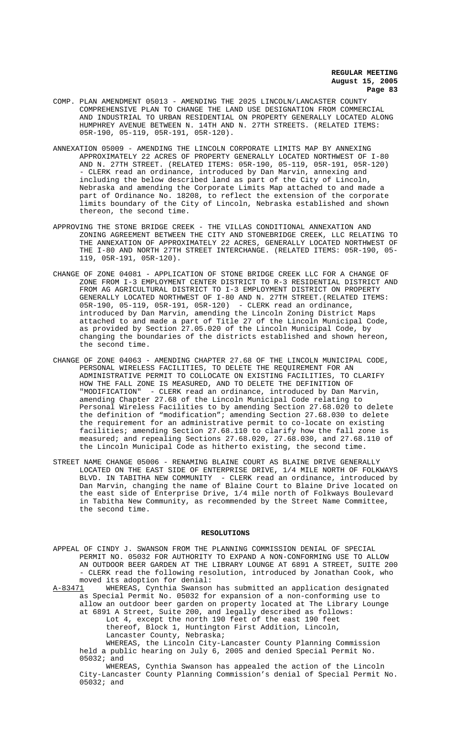COMP. PLAN AMENDMENT 05013 - AMENDING THE 2025 LINCOLN/LANCASTER COUNTY COMPREHENSIVE PLAN TO CHANGE THE LAND USE DESIGNATION FROM COMMERCIAL AND INDUSTRIAL TO URBAN RESIDENTIAL ON PROPERTY GENERALLY LOCATED ALONG HUMPHREY AVENUE BETWEEN N. 14TH AND N. 27TH STREETS. (RELATED ITEMS: 05R-190, 05-119, 05R-191, 05R-120).

ANNEXATION 05009 - AMENDING THE LINCOLN CORPORATE LIMITS MAP BY ANNEXING APPROXIMATELY 22 ACRES OF PROPERTY GENERALLY LOCATED NORTHWEST OF I-80 AND N. 27TH STREET. (RELATED ITEMS: 05R-190, 05-119, 05R-191, 05R-120) - CLERK read an ordinance, introduced by Dan Marvin, annexing and including the below described land as part of the City of Lincoln, Nebraska and amending the Corporate Limits Map attached to and made a part of Ordinance No. 18208, to reflect the extension of the corporate limits boundary of the City of Lincoln, Nebraska established and shown thereon, the second time.

APPROVING THE STONE BRIDGE CREEK - THE VILLAS CONDITIONAL ANNEXATION AND ZONING AGREEMENT BETWEEN THE CITY AND STONEBRIDGE CREEK, LLC RELATING TO THE ANNEXATION OF APPROXIMATELY 22 ACRES, GENERALLY LOCATED NORTHWEST OF THE I-80 AND NORTH 27TH STREET INTERCHANGE. (RELATED ITEMS: 05R-190, 05-119, 05R-191, 05R-120).

CHANGE OF ZONE 04081 - APPLICATION OF STONE BRIDGE CREEK LLC FOR A CHANGE OF ZONE FROM I-3 EMPLOYMENT CENTER DISTRICT TO R-3 RESIDENTIAL DISTRICT AND FROM AG AGRICULTURAL DISTRICT TO I-3 EMPLOYMENT DISTRICT ON PROPERTY GENERALLY LOCATED NORTHWEST OF I-80 AND N. 27TH STREET.(RELATED ITEMS: 05R-190, 05-119, 05R-191, 05R-120) - CLERK read an ordinance, introduced by Dan Marvin, amending the Lincoln Zoning District Maps attached to and made a part of Title 27 of the Lincoln Municipal Code, as provided by Section 27.05.020 of the Lincoln Municipal Code, by changing the boundaries of the districts established and shown hereon, the second time.

CHANGE OF ZONE 04063 - AMENDING CHAPTER 27.68 OF THE LINCOLN MUNICIPAL CODE, PERSONAL WIRELESS FACILITIES, TO DELETE THE REQUIREMENT FOR AN ADMINISTRATIVE PERMIT TO COLLOCATE ON EXISTING FACILITIES, TO CLARIFY HOW THE FALL ZONE IS MEASURED, AND TO DELETE THE DEFINITION OF "MODIFICATION" - CLERK read an ordinance, introduced by Dan Marvin, amending Chapter 27.68 of the Lincoln Municipal Code relating to Personal Wireless Facilities to by amending Section 27.68.020 to delete the definition of "modification"; amending Section 27.68.030 to delete the requirement for an administrative permit to co-locate on existing facilities; amending Section 27.68.110 to clarify how the fall zone is measured; and repealing Sections 27.68.020, 27.68.030, and 27.68.110 of the Lincoln Municipal Code as hitherto existing, the second time.

STREET NAME CHANGE 05006 - RENAMING BLAINE COURT AS BLAINE DRIVE GENERALLY LOCATED ON THE EAST SIDE OF ENTERPRISE DRIVE, 1/4 MILE NORTH OF FOLKWAYS BLVD. IN TABITHA NEW COMMUNITY - CLERK read an ordinance, introduced by Dan Marvin, changing the name of Blaine Court to Blaine Drive located on the east side of Enterprise Drive, 1/4 mile north of Folkways Boulevard in Tabitha New Community, as recommended by the Street Name Committee, the second time.

## RESOLUTIONS

APPEAL OF CINDY J. SWANSON FROM THE PLANNING COMMISSION DENIAL OF SPECIAL PERMIT NO. 05032 FOR AUTHORITY TO EXPAND A NON-CONFORMING USE TO ALLOW AN OUTDOOR BEER GARDEN AT THE LIBRARY LOUNGE AT 6891 A STREET, SUITE 200 - CLERK read the following resolution, introduced by Jonathan Cook, who moved its adoption for denial:

A-83471 WHEREAS, Cynthia Swanson has submitted an application designated as Special Permit No. 05032 for expansion of a non-conforming use to allow an outdoor beer garden on property located at The Library Lounge at 6891 A Street, Suite 200, and legally described as follows:

Lot 4, except the north 190 feet of the east 190 feet thereof, Block 1, Huntington First Addition, Lincoln, Lancaster County, Nebraska;

WHEREAS, the Lincoln City-Lancaster County Planning Commission held a public hearing on July 6, 2005 and denied Special Permit No. 05032; and

WHEREAS, Cynthia Swanson has appealed the action of the Lincoln City-Lancaster County Planning Commission's denial of Special Permit No. 05032; and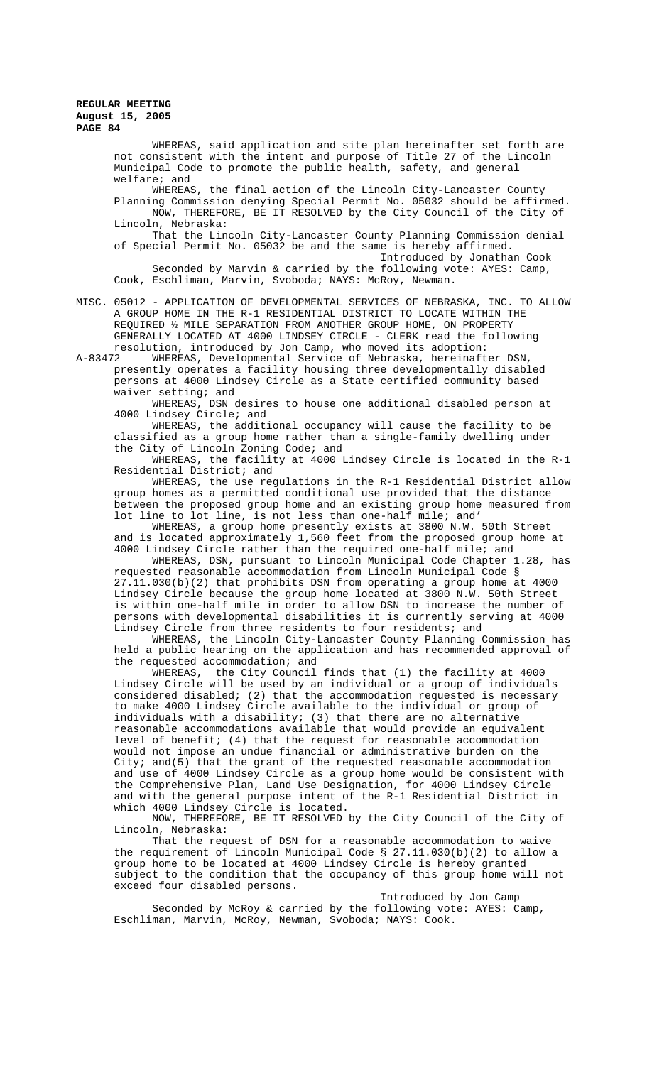WHEREAS, said application and site plan hereinafter set forth are not consistent with the intent and purpose of Title 27 of the Lincoln Municipal Code to promote the public health, safety, and general welfare; and

WHEREAS, the final action of the Lincoln City-Lancaster County Planning Commission denying Special Permit No. 05032 should be affirmed.

NOW, THEREFORE, BE IT RESOLVED by the City Council of the City of Lincoln, Nebraska:

That the Lincoln City-Lancaster County Planning Commission denial of Special Permit No. 05032 be and the same is hereby affirmed.

Introduced by Jonathan Cook

Seconded by Marvin & carried by the following vote: AYES: Camp, Cook, Eschliman, Marvin, Svoboda; NAYS: McRoy, Newman.

MISC. 05012 - APPLICATION OF DEVELOPMENTAL SERVICES OF NEBRASKA, INC. TO ALLOW A GROUP HOME IN THE R-1 RESIDENTIAL DISTRICT TO LOCATE WITHIN THE REQUIRED ½ MILE SEPARATION FROM ANOTHER GROUP HOME, ON PROPERTY GENERALLY LOCATED AT 4000 LINDSEY CIRCLE - CLERK read the following resolution, introduced by Jon Camp, who moved its adoption:

A-83472 WHEREAS, Developmental Service of Nebraska, hereinafter DSN, presently operates a facility housing three developmentally disabled persons at 4000 Lindsey Circle as a State certified community based waiver setting; and

WHEREAS, DSN desires to house one additional disabled person at 4000 Lindsey Circle; and

WHEREAS, the additional occupancy will cause the facility to be classified as a group home rather than a single-family dwelling under the City of Lincoln Zoning Code; and

WHEREAS, the facility at 4000 Lindsey Circle is located in the R-1 Residential District; and

WHEREAS, the use regulations in the R-1 Residential District allow group homes as a permitted conditional use provided that the distance between the proposed group home and an existing group home measured from lot line to lot line, is not less than one-half mile; and'

WHEREAS, a group home presently exists at 3800 N.W. 50th Street and is located approximately 1,560 feet from the proposed group home at 4000 Lindsey Circle rather than the required one-half mile; and

WHEREAS, DSN, pursuant to Lincoln Municipal Code Chapter 1.28, has requested reasonable accommodation from Lincoln Municipal Code § 27.11.030(b)(2) that prohibits DSN from operating a group home at 4000 Lindsey Circle because the group home located at 3800 N.W. 50th Street is within one-half mile in order to allow DSN to increase the number of persons with developmental disabilities it is currently serving at 4000 Lindsey Circle from three residents to four residents; and

WHEREAS, the Lincoln City-Lancaster County Planning Commission has held a public hearing on the application and has recommended approval of the requested accommodation; and

WHEREAS, the City Council finds that (1) the facility at 4000 Lindsey Circle will be used by an individual or a group of individuals considered disabled; (2) that the accommodation requested is necessary to make 4000 Lindsey Circle available to the individual or group of individuals with a disability; (3) that there are no alternative reasonable accommodations available that would provide an equivalent level of benefit; (4) that the request for reasonable accommodation would not impose an undue financial or administrative burden on the City; and(5) that the grant of the requested reasonable accommodation and use of 4000 Lindsey Circle as a group home would be consistent with the Comprehensive Plan, Land Use Designation, for 4000 Lindsey Circle and with the general purpose intent of the R-1 Residential District in which 4000 Lindsey Circle is located.

NOW, THEREFORE, BE IT RESOLVED by the City Council of the City of Lincoln, Nebraska:

That the request of DSN for a reasonable accommodation to waive the requirement of Lincoln Municipal Code § 27.11.030(b)(2) to allow a group home to be located at 4000 Lindsey Circle is hereby granted subject to the condition that the occupancy of this group home will not exceed four disabled persons.

Introduced by Jon Camp

Seconded by McRoy & carried by the following vote: AYES: Camp, Eschliman, Marvin, McRoy, Newman, Svoboda; NAYS: Cook.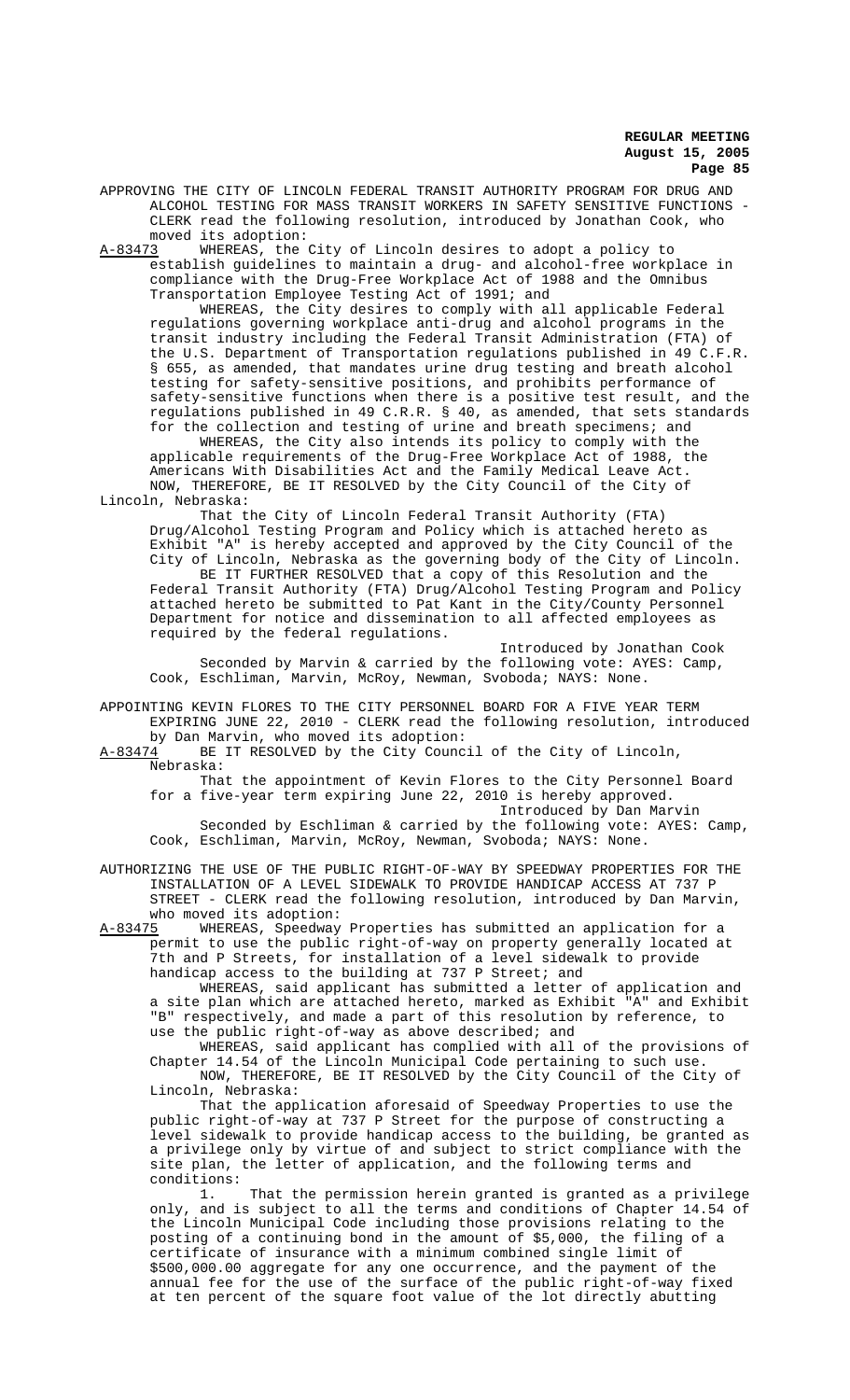APPROVING THE CITY OF LINCOLN FEDERAL TRANSIT AUTHORITY PROGRAM FOR DRUG AND ALCOHOL TESTING FOR MASS TRANSIT WORKERS IN SAFETY SENSITIVE FUNCTIONS - CLERK read the following resolution, introduced by Jonathan Cook, who moved its adoption:

A-83473 WHEREAS, the City of Lincoln desires to adopt a policy to establish guidelines to maintain a drug- and alcohol-free workplace in compliance with the Drug-Free Workplace Act of 1988 and the Omnibus Transportation Employee Testing Act of 1991; and

WHEREAS, the City desires to comply with all applicable Federal regulations governing workplace anti-drug and alcohol programs in the transit industry including the Federal Transit Administration (FTA) of the U.S. Department of Transportation regulations published in 49 C.F.R. § 655, as amended, that mandates urine drug testing and breath alcohol testing for safety-sensitive positions, and prohibits performance of safety-sensitive functions when there is a positive test result, and the regulations published in 49 C.R.R. § 40, as amended, that sets standards for the collection and testing of urine and breath specimens; and

WHEREAS, the City also intends its policy to comply with the applicable requirements of the Drug-Free Workplace Act of 1988, the Americans With Disabilities Act and the Family Medical Leave Act.

NOW, THEREFORE, BE IT RESOLVED by the City Council of the City of Lincoln, Nebraska:

That the City of Lincoln Federal Transit Authority (FTA) Drug/Alcohol Testing Program and Policy which is attached hereto as Exhibit "A" is hereby accepted and approved by the City Council of the City of Lincoln, Nebraska as the governing body of the City of Lincoln.

BE IT FURTHER RESOLVED that a copy of this Resolution and the Federal Transit Authority (FTA) Drug/Alcohol Testing Program and Policy attached hereto be submitted to Pat Kant in the City/County Personnel Department for notice and dissemination to all affected employees as required by the federal regulations.

Introduced by Jonathan Cook

Seconded by Marvin & carried by the following vote: AYES: Camp, Cook, Eschliman, Marvin, McRoy, Newman, Svoboda; NAYS: None.

APPOINTING KEVIN FLORES TO THE CITY PERSONNEL BOARD FOR A FIVE YEAR TERM EXPIRING JUNE 22, 2010 - CLERK read the following resolution, introduced by Dan Marvin, who moved its adoption:

A-83474 BE IT RESOLVED by the City Council of the City of Lincoln, Nebraska:

That the appointment of Kevin Flores to the City Personnel Board for a five-year term expiring June 22, 2010 is hereby approved.

Introduced by Dan Marvin

Seconded by Eschliman & carried by the following vote: AYES: Camp, Cook, Eschliman, Marvin, McRoy, Newman, Svoboda; NAYS: None.

AUTHORIZING THE USE OF THE PUBLIC RIGHT-OF-WAY BY SPEEDWAY PROPERTIES FOR THE INSTALLATION OF A LEVEL SIDEWALK TO PROVIDE HANDICAP ACCESS AT 737 P STREET - CLERK read the following resolution, introduced by Dan Marvin, who moved its adoption:

A-83475 WHEREAS, Speedway Properties has submitted an application for a permit to use the public right-of-way on property generally located at 7th and P Streets, for installation of a level sidewalk to provide handicap access to the building at 737 P Street; and

WHEREAS, said applicant has submitted a letter of application and a site plan which are attached hereto, marked as Exhibit "A" and Exhibit "B" respectively, and made a part of this resolution by reference, to use the public right-of-way as above described; and

WHEREAS, said applicant has complied with all of the provisions of Chapter 14.54 of the Lincoln Municipal Code pertaining to such use.

NOW, THEREFORE, BE IT RESOLVED by the City Council of the City of Lincoln, Nebraska:

That the application aforesaid of Speedway Properties to use the public right-of-way at 737 P Street for the purpose of constructing a level sidewalk to provide handicap access to the building, be granted as a privilege only by virtue of and subject to strict compliance with the site plan, the letter of application, and the following terms and conditions:

1. That the permission herein granted is granted as a privilege only, and is subject to all the terms and conditions of Chapter 14.54 of the Lincoln Municipal Code including those provisions relating to the posting of a continuing bond in the amount of $5,000, the filing of a certificate of insurance with a minimum combined single limit of $500,000.00 aggregate for any one occurrence, and the payment of the annual fee for the use of the surface of the public right-of-way fixed at ten percent of the square foot value of the lot directly abutting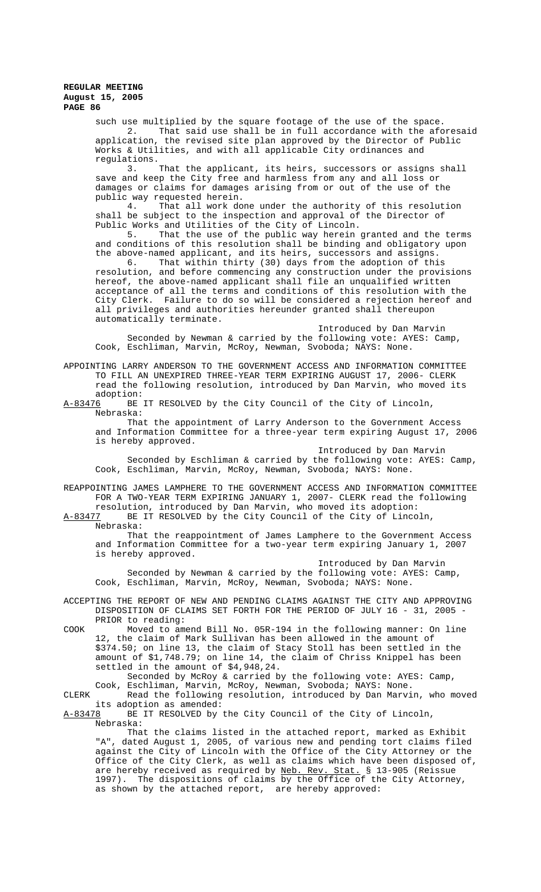such use multiplied by the square footage of the use of the space.

2. That said use shall be in full accordance with the aforesaid application, the revised site plan approved by the Director of Public Works & Utilities, and with all applicable City ordinances and regulations.

3. That the applicant, its heirs, successors or assigns shall save and keep the City free and harmless from any and all loss or damages or claims for damages arising from or out of the use of the public way requested herein.

4. That all work done under the authority of this resolution shall be subject to the inspection and approval of the Director of Public Works and Utilities of the City of Lincoln.

5. That the use of the public way herein granted and the terms and conditions of this resolution shall be binding and obligatory upon the above-named applicant, and its heirs, successors and assigns.

6. That within thirty (30) days from the adoption of this resolution, and before commencing any construction under the provisions hereof, the above-named applicant shall file an unqualified written acceptance of all the terms and conditions of this resolution with the City Clerk. Failure to do so will be considered a rejection hereof and all privileges and authorities hereunder granted shall thereupon automatically terminate.

Introduced by Dan Marvin

Seconded by Newman & carried by the following vote: AYES: Camp, Cook, Eschliman, Marvin, McRoy, Newman, Svoboda; NAYS: None.

APPOINTING LARRY ANDERSON TO THE GOVERNMENT ACCESS AND INFORMATION COMMITTEE TO FILL AN UNEXPIRED THREE-YEAR TERM EXPIRING AUGUST 17, 2006- CLERK read the following resolution, introduced by Dan Marvin, who moved its adoption:

A-83476 BE IT RESOLVED by the City Council of the City of Lincoln, Nebraska:

That the appointment of Larry Anderson to the Government Access and Information Committee for a three-year term expiring August 17, 2006 is hereby approved.

Introduced by Dan Marvin

Seconded by Eschliman & carried by the following vote: AYES: Camp, Cook, Eschliman, Marvin, McRoy, Newman, Svoboda; NAYS: None.

REAPPOINTING JAMES LAMPHERE TO THE GOVERNMENT ACCESS AND INFORMATION COMMITTEE FOR A TWO-YEAR TERM EXPIRING JANUARY 1, 2007- CLERK read the following resolution, introduced by Dan Marvin, who moved its adoption:

A-83477 BE IT RESOLVED by the City Council of the City of Lincoln, Nebraska:

That the reappointment of James Lamphere to the Government Access and Information Committee for a two-year term expiring January 1, 2007 is hereby approved.

Introduced by Dan Marvin

Seconded by Newman & carried by the following vote: AYES: Camp, Cook, Eschliman, Marvin, McRoy, Newman, Svoboda; NAYS: None.

ACCEPTING THE REPORT OF NEW AND PENDING CLAIMS AGAINST THE CITY AND APPROVING DISPOSITION OF CLAIMS SET FORTH FOR THE PERIOD OF JULY 16 - 31, 2005 - PRIOR to reading:

COOK Moved to amend Bill No. 05R-194 in the following manner: On line 12, the claim of Mark Sullivan has been allowed in the amount of $374.50; on line 13, the claim of Stacy Stoll has been settled in the amount of $1,748.79; on line 14, the claim of Chriss Knippel has been settled in the amount of $4,948,24.

Seconded by McRoy & carried by the following vote: AYES: Camp, Cook, Eschliman, Marvin, McRoy, Newman, Svoboda; NAYS: None.

CLERK Read the following resolution, introduced by Dan Marvin, who moved its adoption as amended:

A-83478 BE IT RESOLVED by the City Council of the City of Lincoln, Nebraska:

That the claims listed in the attached report, marked as Exhibit "A", dated August 1, 2005, of various new and pending tort claims filed against the City of Lincoln with the Office of the City Attorney or the Office of the City Clerk, as well as claims which have been disposed of, are hereby received as required by Neb. Rev. Stat. § 13-905 (Reissue 1997). The dispositions of claims by the Office of the City Attorney, as shown by the attached report, are hereby approved: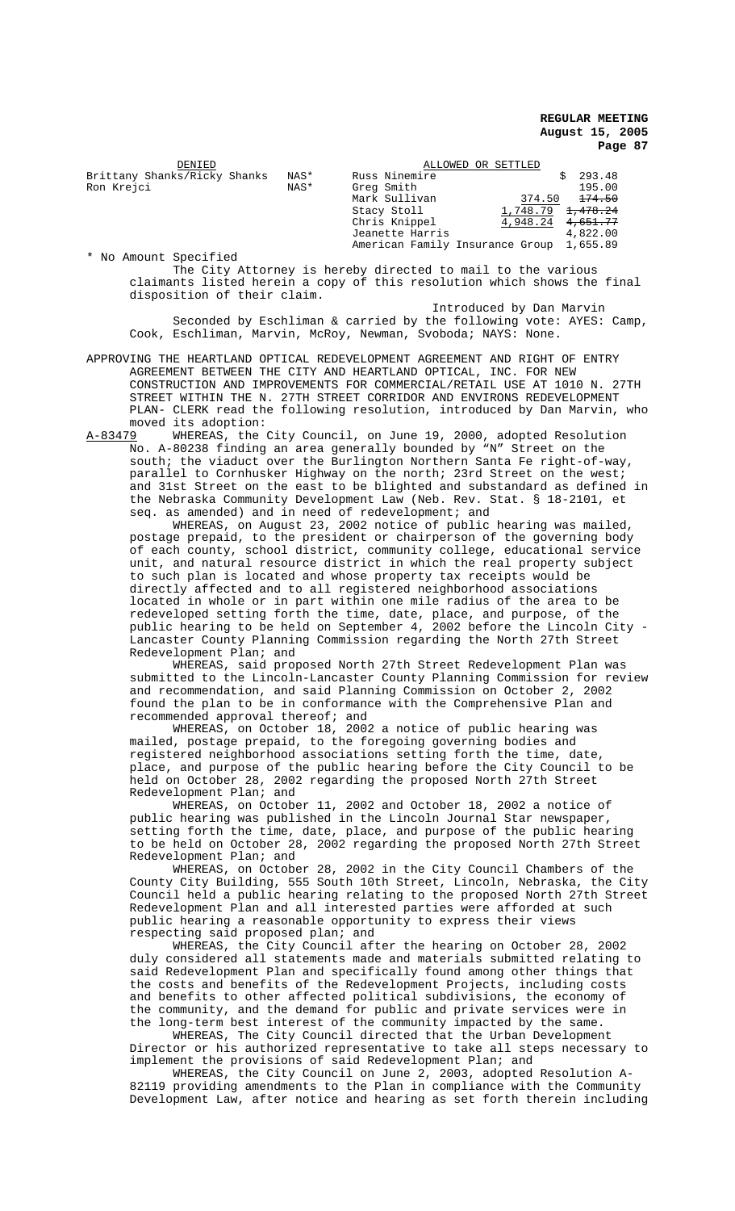| DENIED | | ALLOWED OR SETTLED | |
|---|---|---|---|
| Brittany Shanks/Ricky Shanks | NAS* | Russ Ninemire | $ 293.48 |
| Ron Krejci | NAS* | Greg Smith | 195.00 |
| | | Mark Sullivan | 374.50 ~~174.50~~ |
| | | Stacy Stoll | 1,748.79 ~~1,478.24~~ |
| | | Chris Knippel | 4,948.24 ~~4,651.77~~ |
| | | Jeanette Harris | 4,822.00 |
| | | American Family Insurance Group | 1,655.89 |

\* No Amount Specified

The City Attorney is hereby directed to mail to the various claimants listed herein a copy of this resolution which shows the final disposition of their claim.

Introduced by Dan Marvin

Seconded by Eschliman & carried by the following vote: AYES: Camp, Cook, Eschliman, Marvin, McRoy, Newman, Svoboda; NAYS: None.

APPROVING THE HEARTLAND OPTICAL REDEVELOPMENT AGREEMENT AND RIGHT OF ENTRY AGREEMENT BETWEEN THE CITY AND HEARTLAND OPTICAL, INC. FOR NEW CONSTRUCTION AND IMPROVEMENTS FOR COMMERCIAL/RETAIL USE AT 1010 N. 27TH STREET WITHIN THE N. 27TH STREET CORRIDOR AND ENVIRONS REDEVELOPMENT PLAN- CLERK read the following resolution, introduced by Dan Marvin, who moved its adoption:

A-83479 WHEREAS, the City Council, on June 19, 2000, adopted Resolution No. A-80238 finding an area generally bounded by "N" Street on the south; the viaduct over the Burlington Northern Santa Fe right-of-way, parallel to Cornhusker Highway on the north; 23rd Street on the west; and 31st Street on the east to be blighted and substandard as defined in the Nebraska Community Development Law (Neb. Rev. Stat. § 18-2101, et seq. as amended) and in need of redevelopment; and

WHEREAS, on August 23, 2002 notice of public hearing was mailed, postage prepaid, to the president or chairperson of the governing body of each county, school district, community college, educational service unit, and natural resource district in which the real property subject to such plan is located and whose property tax receipts would be directly affected and to all registered neighborhood associations located in whole or in part within one mile radius of the area to be redeveloped setting forth the time, date, place, and purpose, of the public hearing to be held on September 4, 2002 before the Lincoln City - Lancaster County Planning Commission regarding the North 27th Street Redevelopment Plan; and

WHEREAS, said proposed North 27th Street Redevelopment Plan was submitted to the Lincoln-Lancaster County Planning Commission for review and recommendation, and said Planning Commission on October 2, 2002 found the plan to be in conformance with the Comprehensive Plan and recommended approval thereof; and

WHEREAS, on October 18, 2002 a notice of public hearing was mailed, postage prepaid, to the foregoing governing bodies and registered neighborhood associations setting forth the time, date, place, and purpose of the public hearing before the City Council to be held on October 28, 2002 regarding the proposed North 27th Street Redevelopment Plan; and

WHEREAS, on October 11, 2002 and October 18, 2002 a notice of public hearing was published in the Lincoln Journal Star newspaper, setting forth the time, date, place, and purpose of the public hearing to be held on October 28, 2002 regarding the proposed North 27th Street Redevelopment Plan; and

WHEREAS, on October 28, 2002 in the City Council Chambers of the County City Building, 555 South 10th Street, Lincoln, Nebraska, the City Council held a public hearing relating to the proposed North 27th Street Redevelopment Plan and all interested parties were afforded at such public hearing a reasonable opportunity to express their views respecting said proposed plan; and

WHEREAS, the City Council after the hearing on October 28, 2002 duly considered all statements made and materials submitted relating to said Redevelopment Plan and specifically found among other things that the costs and benefits of the Redevelopment Projects, including costs and benefits to other affected political subdivisions, the economy of the community, and the demand for public and private services were in the long-term best interest of the community impacted by the same.

WHEREAS, The City Council directed that the Urban Development Director or his authorized representative to take all steps necessary to implement the provisions of said Redevelopment Plan; and

WHEREAS, the City Council on June 2, 2003, adopted Resolution A-82119 providing amendments to the Plan in compliance with the Community Development Law, after notice and hearing as set forth therein including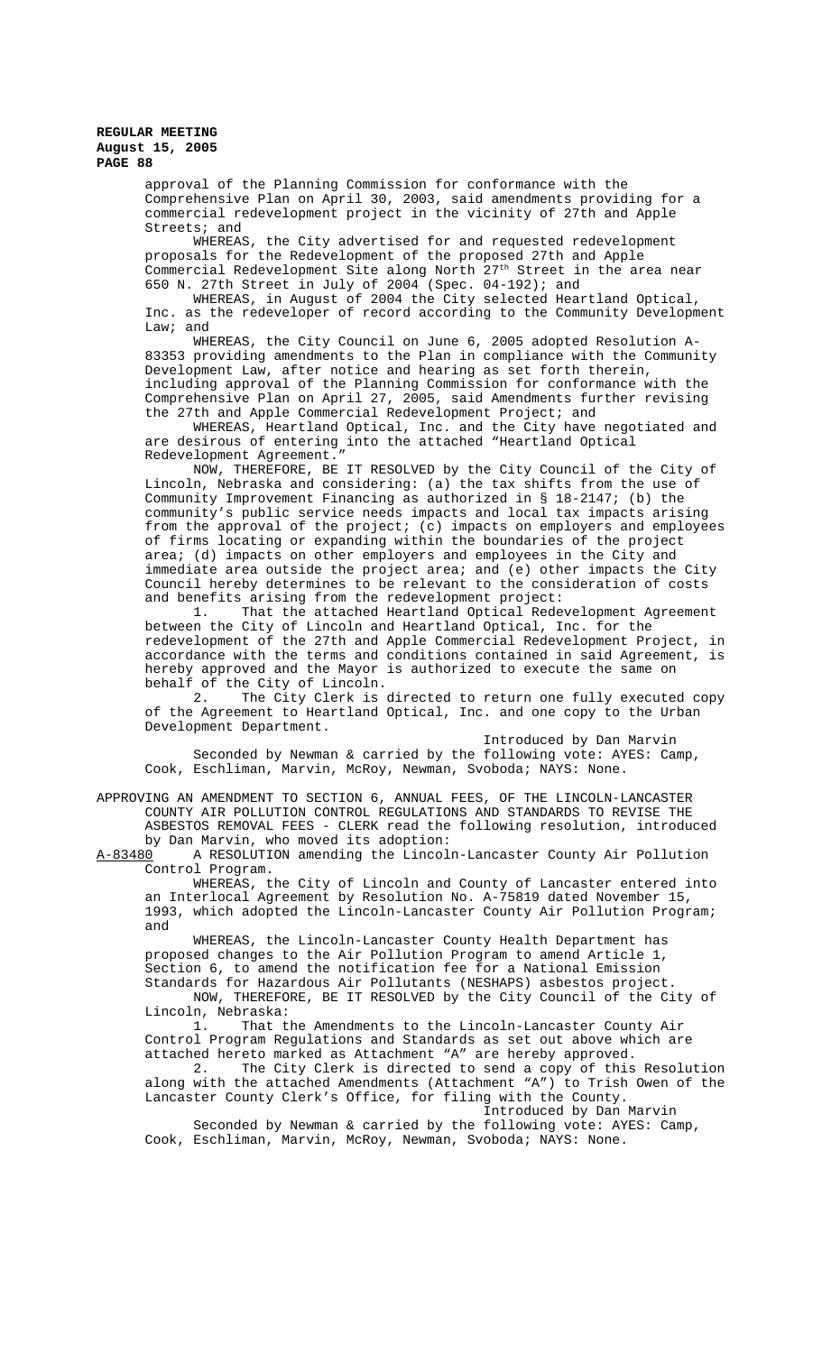approval of the Planning Commission for conformance with the Comprehensive Plan on April 30, 2003, said amendments providing for a commercial redevelopment project in the vicinity of 27th and Apple Streets; and

WHEREAS, the City advertised for and requested redevelopment proposals for the Redevelopment of the proposed 27th and Apple Commercial Redevelopment Site along North 27th Street in the area near 650 N. 27th Street in July of 2004 (Spec. 04-192); and

WHEREAS, in August of 2004 the City selected Heartland Optical, Inc. as the redeveloper of record according to the Community Development Law; and

WHEREAS, the City Council on June 6, 2005 adopted Resolution A-83353 providing amendments to the Plan in compliance with the Community Development Law, after notice and hearing as set forth therein, including approval of the Planning Commission for conformance with the Comprehensive Plan on April 27, 2005, said Amendments further revising the 27th and Apple Commercial Redevelopment Project; and

WHEREAS, Heartland Optical, Inc. and the City have negotiated and are desirous of entering into the attached "Heartland Optical Redevelopment Agreement."

NOW, THEREFORE, BE IT RESOLVED by the City Council of the City of Lincoln, Nebraska and considering: (a) the tax shifts from the use of Community Improvement Financing as authorized in § 18-2147; (b) the community's public service needs impacts and local tax impacts arising from the approval of the project; (c) impacts on employers and employees of firms locating or expanding within the boundaries of the project area; (d) impacts on other employers and employees in the City and immediate area outside the project area; and (e) other impacts the City Council hereby determines to be relevant to the consideration of costs and benefits arising from the redevelopment project:

1. That the attached Heartland Optical Redevelopment Agreement between the City of Lincoln and Heartland Optical, Inc. for the redevelopment of the 27th and Apple Commercial Redevelopment Project, in accordance with the terms and conditions contained in said Agreement, is hereby approved and the Mayor is authorized to execute the same on behalf of the City of Lincoln.

2. The City Clerk is directed to return one fully executed copy of the Agreement to Heartland Optical, Inc. and one copy to the Urban Development Department.

Introduced by Dan Marvin

Seconded by Newman & carried by the following vote: AYES: Camp, Cook, Eschliman, Marvin, McRoy, Newman, Svoboda; NAYS: None.

APPROVING AN AMENDMENT TO SECTION 6, ANNUAL FEES, OF THE LINCOLN-LANCASTER COUNTY AIR POLLUTION CONTROL REGULATIONS AND STANDARDS TO REVISE THE ASBESTOS REMOVAL FEES - CLERK read the following resolution, introduced by Dan Marvin, who moved its adoption:

A-83480 A RESOLUTION amending the Lincoln-Lancaster County Air Pollution Control Program.

WHEREAS, the City of Lincoln and County of Lancaster entered into an Interlocal Agreement by Resolution No. A-75819 dated November 15, 1993, which adopted the Lincoln-Lancaster County Air Pollution Program; and

WHEREAS, the Lincoln-Lancaster County Health Department has proposed changes to the Air Pollution Program to amend Article 1, Section 6, to amend the notification fee for a National Emission Standards for Hazardous Air Pollutants (NESHAPS) asbestos project.

NOW, THEREFORE, BE IT RESOLVED by the City Council of the City of Lincoln, Nebraska:

1. That the Amendments to the Lincoln-Lancaster County Air Control Program Regulations and Standards as set out above which are attached hereto marked as Attachment "A" are hereby approved.

2. The City Clerk is directed to send a copy of this Resolution along with the attached Amendments (Attachment "A") to Trish Owen of the Lancaster County Clerk's Office, for filing with the County.

Introduced by Dan Marvin

Seconded by Newman & carried by the following vote: AYES: Camp, Cook, Eschliman, Marvin, McRoy, Newman, Svoboda; NAYS: None.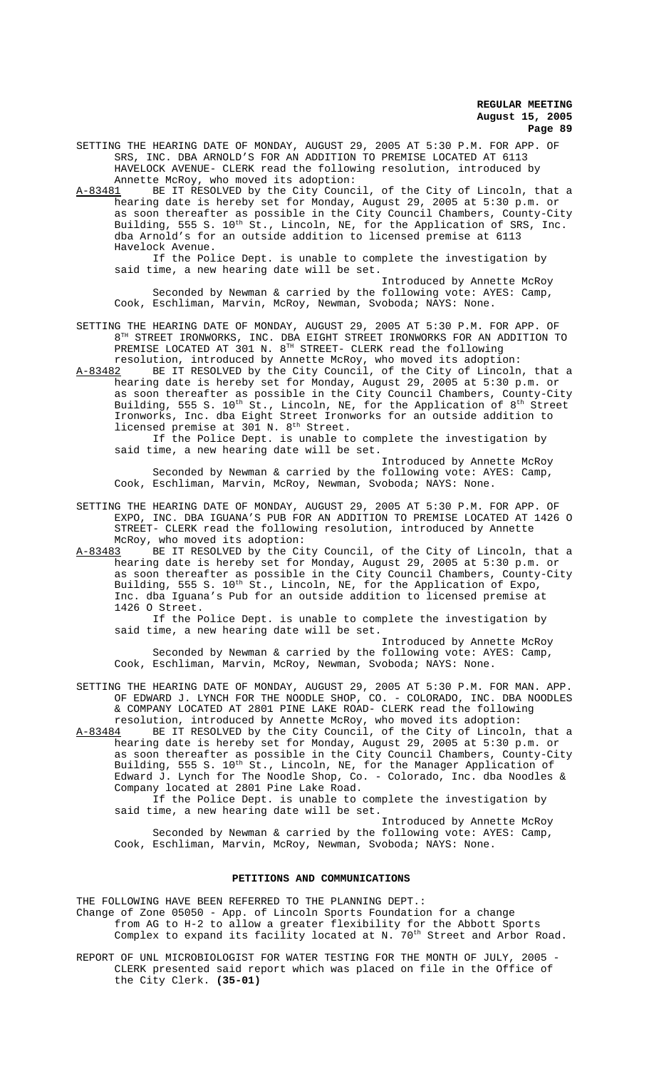SETTING THE HEARING DATE OF MONDAY, AUGUST 29, 2005 AT 5:30 P.M. FOR APP. OF SRS, INC. DBA ARNOLD'S FOR AN ADDITION TO PREMISE LOCATED AT 6113 HAVELOCK AVENUE- CLERK read the following resolution, introduced by Annette McRoy, who moved its adoption:

A-83481 BE IT RESOLVED by the City Council, of the City of Lincoln, that a hearing date is hereby set for Monday, August 29, 2005 at 5:30 p.m. or as soon thereafter as possible in the City Council Chambers, County-City Building, 555 S. 10th St., Lincoln, NE, for the Application of SRS, Inc. dba Arnold's for an outside addition to licensed premise at 6113 Havelock Avenue.

If the Police Dept. is unable to complete the investigation by said time, a new hearing date will be set.

Introduced by Annette McRoy

Seconded by Newman & carried by the following vote: AYES: Camp, Cook, Eschliman, Marvin, McRoy, Newman, Svoboda; NAYS: None.

SETTING THE HEARING DATE OF MONDAY, AUGUST 29, 2005 AT 5:30 P.M. FOR APP. OF 8TH STREET IRONWORKS, INC. DBA EIGHT STREET IRONWORKS FOR AN ADDITION TO PREMISE LOCATED AT 301 N. 8TH STREET- CLERK read the following resolution, introduced by Annette McRoy, who moved its adoption:

A-83482 BE IT RESOLVED by the City Council, of the City of Lincoln, that a hearing date is hereby set for Monday, August 29, 2005 at 5:30 p.m. or as soon thereafter as possible in the City Council Chambers, County-City Building, 555 S. 10th St., Lincoln, NE, for the Application of 8th Street Ironworks, Inc. dba Eight Street Ironworks for an outside addition to licensed premise at 301 N. 8th Street.

If the Police Dept. is unable to complete the investigation by said time, a new hearing date will be set.

Introduced by Annette McRoy

Seconded by Newman & carried by the following vote: AYES: Camp, Cook, Eschliman, Marvin, McRoy, Newman, Svoboda; NAYS: None.

SETTING THE HEARING DATE OF MONDAY, AUGUST 29, 2005 AT 5:30 P.M. FOR APP. OF EXPO, INC. DBA IGUANA'S PUB FOR AN ADDITION TO PREMISE LOCATED AT 1426 O STREET- CLERK read the following resolution, introduced by Annette McRoy, who moved its adoption:

A-83483 BE IT RESOLVED by the City Council, of the City of Lincoln, that a hearing date is hereby set for Monday, August 29, 2005 at 5:30 p.m. or as soon thereafter as possible in the City Council Chambers, County-City Building, 555 S. 10th St., Lincoln, NE, for the Application of Expo, Inc. dba Iguana's Pub for an outside addition to licensed premise at 1426 O Street.

If the Police Dept. is unable to complete the investigation by said time, a new hearing date will be set.

Introduced by Annette McRoy

Seconded by Newman & carried by the following vote: AYES: Camp, Cook, Eschliman, Marvin, McRoy, Newman, Svoboda; NAYS: None.

SETTING THE HEARING DATE OF MONDAY, AUGUST 29, 2005 AT 5:30 P.M. FOR MAN. APP. OF EDWARD J. LYNCH FOR THE NOODLE SHOP, CO. - COLORADO, INC. DBA NOODLES & COMPANY LOCATED AT 2801 PINE LAKE ROAD- CLERK read the following resolution, introduced by Annette McRoy, who moved its adoption:

A-83484 BE IT RESOLVED by the City Council, of the City of Lincoln, that a hearing date is hereby set for Monday, August 29, 2005 at 5:30 p.m. or as soon thereafter as possible in the City Council Chambers, County-City Building, 555 S. 10th St., Lincoln, NE, for the Manager Application of Edward J. Lynch for The Noodle Shop, Co. - Colorado, Inc. dba Noodles & Company located at 2801 Pine Lake Road.

If the Police Dept. is unable to complete the investigation by said time, a new hearing date will be set.

Introduced by Annette McRoy

Seconded by Newman & carried by the following vote: AYES: Camp, Cook, Eschliman, Marvin, McRoy, Newman, Svoboda; NAYS: None.

## PETITIONS AND COMMUNICATIONS

THE FOLLOWING HAVE BEEN REFERRED TO THE PLANNING DEPT.:

Change of Zone 05050 - App. of Lincoln Sports Foundation for a change from AG to H-2 to allow a greater flexibility for the Abbott Sports Complex to expand its facility located at N. 70th Street and Arbor Road.

REPORT OF UNL MICROBIOLOGIST FOR WATER TESTING FOR THE MONTH OF JULY, 2005 - CLERK presented said report which was placed on file in the Office of the City Clerk. **(35-01)**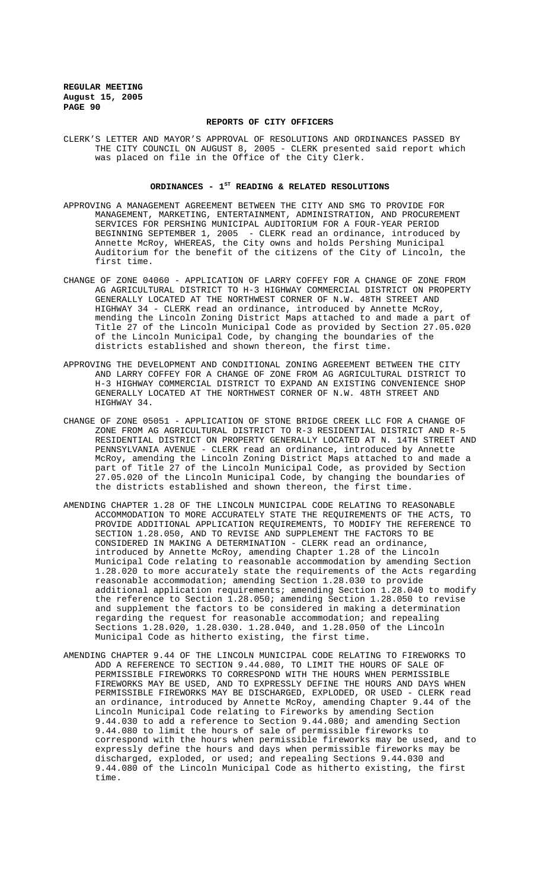## REPORTS OF CITY OFFICERS

CLERK'S LETTER AND MAYOR'S APPROVAL OF RESOLUTIONS AND ORDINANCES PASSED BY THE CITY COUNCIL ON AUGUST 8, 2005 - CLERK presented said report which was placed on file in the Office of the City Clerk.

## ORDINANCES - 1ST READING & RELATED RESOLUTIONS

APPROVING A MANAGEMENT AGREEMENT BETWEEN THE CITY AND SMG TO PROVIDE FOR MANAGEMENT, MARKETING, ENTERTAINMENT, ADMINISTRATION, AND PROCUREMENT SERVICES FOR PERSHING MUNICIPAL AUDITORIUM FOR A FOUR-YEAR PERIOD BEGINNING SEPTEMBER 1, 2005 - CLERK read an ordinance, introduced by Annette McRoy, WHEREAS, the City owns and holds Pershing Municipal Auditorium for the benefit of the citizens of the City of Lincoln, the first time.

CHANGE OF ZONE 04060 - APPLICATION OF LARRY COFFEY FOR A CHANGE OF ZONE FROM AG AGRICULTURAL DISTRICT TO H-3 HIGHWAY COMMERCIAL DISTRICT ON PROPERTY GENERALLY LOCATED AT THE NORTHWEST CORNER OF N.W. 48TH STREET AND HIGHWAY 34 - CLERK read an ordinance, introduced by Annette McRoy, mending the Lincoln Zoning District Maps attached to and made a part of Title 27 of the Lincoln Municipal Code as provided by Section 27.05.020 of the Lincoln Municipal Code, by changing the boundaries of the districts established and shown thereon, the first time.

APPROVING THE DEVELOPMENT AND CONDITIONAL ZONING AGREEMENT BETWEEN THE CITY AND LARRY COFFEY FOR A CHANGE OF ZONE FROM AG AGRICULTURAL DISTRICT TO H-3 HIGHWAY COMMERCIAL DISTRICT TO EXPAND AN EXISTING CONVENIENCE SHOP GENERALLY LOCATED AT THE NORTHWEST CORNER OF N.W. 48TH STREET AND HIGHWAY 34.

CHANGE OF ZONE 05051 - APPLICATION OF STONE BRIDGE CREEK LLC FOR A CHANGE OF ZONE FROM AG AGRICULTURAL DISTRICT TO R-3 RESIDENTIAL DISTRICT AND R-5 RESIDENTIAL DISTRICT ON PROPERTY GENERALLY LOCATED AT N. 14TH STREET AND PENNSYLVANIA AVENUE - CLERK read an ordinance, introduced by Annette McRoy, amending the Lincoln Zoning District Maps attached to and made a part of Title 27 of the Lincoln Municipal Code, as provided by Section 27.05.020 of the Lincoln Municipal Code, by changing the boundaries of the districts established and shown thereon, the first time.

AMENDING CHAPTER 1.28 OF THE LINCOLN MUNICIPAL CODE RELATING TO REASONABLE ACCOMMODATION TO MORE ACCURATELY STATE THE REQUIREMENTS OF THE ACTS, TO PROVIDE ADDITIONAL APPLICATION REQUIREMENTS, TO MODIFY THE REFERENCE TO SECTION 1.28.050, AND TO REVISE AND SUPPLEMENT THE FACTORS TO BE CONSIDERED IN MAKING A DETERMINATION - CLERK read an ordinance, introduced by Annette McRoy, amending Chapter 1.28 of the Lincoln Municipal Code relating to reasonable accommodation by amending Section 1.28.020 to more accurately state the requirements of the Acts regarding reasonable accommodation; amending Section 1.28.030 to provide additional application requirements; amending Section 1.28.040 to modify the reference to Section 1.28.050; amending Section 1.28.050 to revise and supplement the factors to be considered in making a determination regarding the request for reasonable accommodation; and repealing Sections 1.28.020, 1.28.030. 1.28.040, and 1.28.050 of the Lincoln Municipal Code as hitherto existing, the first time.

AMENDING CHAPTER 9.44 OF THE LINCOLN MUNICIPAL CODE RELATING TO FIREWORKS TO ADD A REFERENCE TO SECTION 9.44.080, TO LIMIT THE HOURS OF SALE OF PERMISSIBLE FIREWORKS TO CORRESPOND WITH THE HOURS WHEN PERMISSIBLE FIREWORKS MAY BE USED, AND TO EXPRESSLY DEFINE THE HOURS AND DAYS WHEN PERMISSIBLE FIREWORKS MAY BE DISCHARGED, EXPLODED, OR USED - CLERK read an ordinance, introduced by Annette McRoy, amending Chapter 9.44 of the Lincoln Municipal Code relating to Fireworks by amending Section 9.44.030 to add a reference to Section 9.44.080; and amending Section 9.44.080 to limit the hours of sale of permissible fireworks to correspond with the hours when permissible fireworks may be used, and to expressly define the hours and days when permissible fireworks may be discharged, exploded, or used; and repealing Sections 9.44.030 and 9.44.080 of the Lincoln Municipal Code as hitherto existing, the first time.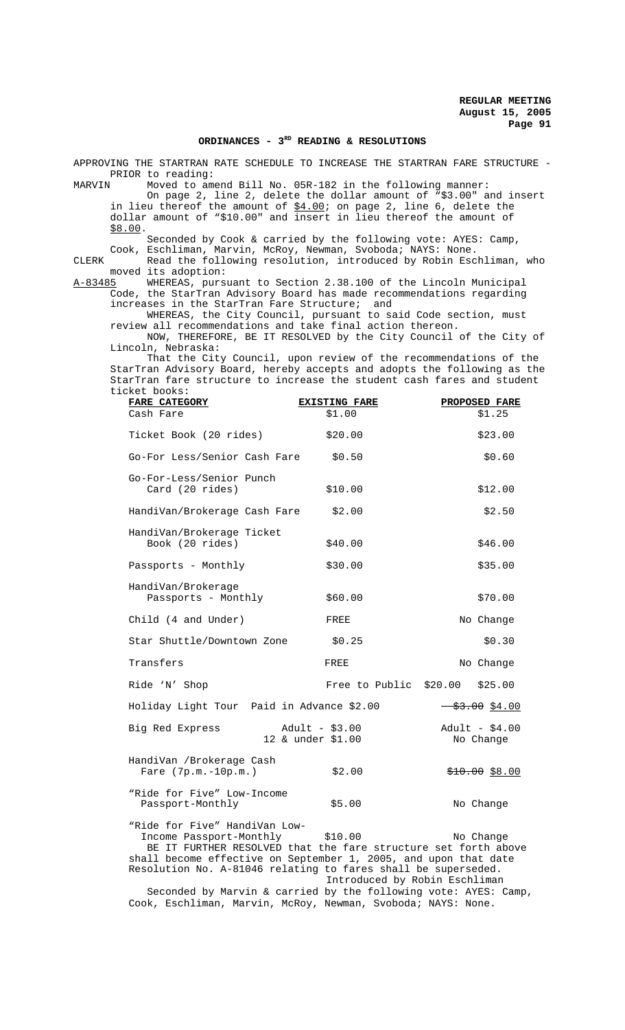**REGULAR MEETING**
**August 15, 2005**

## ORDINANCES - 3RD READING & RESOLUTIONS

APPROVING THE STARTRAN RATE SCHEDULE TO INCREASE THE STARTRAN FARE STRUCTURE - PRIOR to reading:

MARVIN Moved to amend Bill No. 05R-182 in the following manner:

On page 2, line 2, delete the dollar amount of "$3.00" and insert in lieu thereof the amount of $4.00; on page 2, line 6, delete the dollar amount of "$10.00" and insert in lieu thereof the amount of $8.00.

Seconded by Cook & carried by the following vote: AYES: Camp, Cook, Eschliman, Marvin, McRoy, Newman, Svoboda; NAYS: None.

CLERK Read the following resolution, introduced by Robin Eschliman, who moved its adoption:

A-83485 WHEREAS, pursuant to Section 2.38.100 of the Lincoln Municipal Code, the StarTran Advisory Board has made recommendations regarding increases in the StarTran Fare Structure; and

WHEREAS, the City Council, pursuant to said Code section, must review all recommendations and take final action thereon.

NOW, THEREFORE, BE IT RESOLVED by the City Council of the City of Lincoln, Nebraska:

That the City Council, upon review of the recommendations of the StarTran Advisory Board, hereby accepts and adopts the following as the StarTran fare structure to increase the student cash fares and student ticket books:

| FARE CATEGORY | EXISTING FARE | PROPOSED FARE |
|---|---|---|
| Cash Fare | $1.00 | $1.25 |
| Ticket Book (20 rides) | $20.00 | $23.00 |
| Go-For Less/Senior Cash Fare | $0.50 | $0.60 |
| Go-For-Less/Senior Punch Card (20 rides) | $10.00 | $12.00 |
| HandiVan/Brokerage Cash Fare | $2.00 | $2.50 |
| HandiVan/Brokerage Ticket Book (20 rides) | $40.00 | $46.00 |
| Passports - Monthly | $30.00 | $35.00 |
| HandiVan/Brokerage Passports - Monthly | $60.00 | $70.00 |
| Child (4 and Under) | FREE | No Change |
| Star Shuttle/Downtown Zone | $0.25 | $0.30 |
| Transfers | FREE | No Change |
| Ride 'N' Shop | Free to Public $20.00 | $25.00 |
| Holiday Light Tour Paid in Advance | $2.00 | ~~$3.00~~ $4.00 |
| Big Red Express | Adult - $3.00<br>12 & under $1.00 | Adult - $4.00<br>No Change |
| HandiVan /Brokerage Cash Fare (7p.m.-10p.m.) | $2.00 | ~~$10.00~~ $8.00 |
| "Ride for Five" Low-Income Passport-Monthly | $5.00 | No Change |
| "Ride for Five" HandiVan Low-Income Passport-Monthly | $10.00 | No Change |

BE IT FURTHER RESOLVED that the fare structure set forth above shall become effective on September 1, 2005, and upon that date Resolution No. A-81046 relating to fares shall be superseded.

Introduced by Robin Eschliman

Seconded by Marvin & carried by the following vote: AYES: Camp, Cook, Eschliman, Marvin, McRoy, Newman, Svoboda; NAYS: None.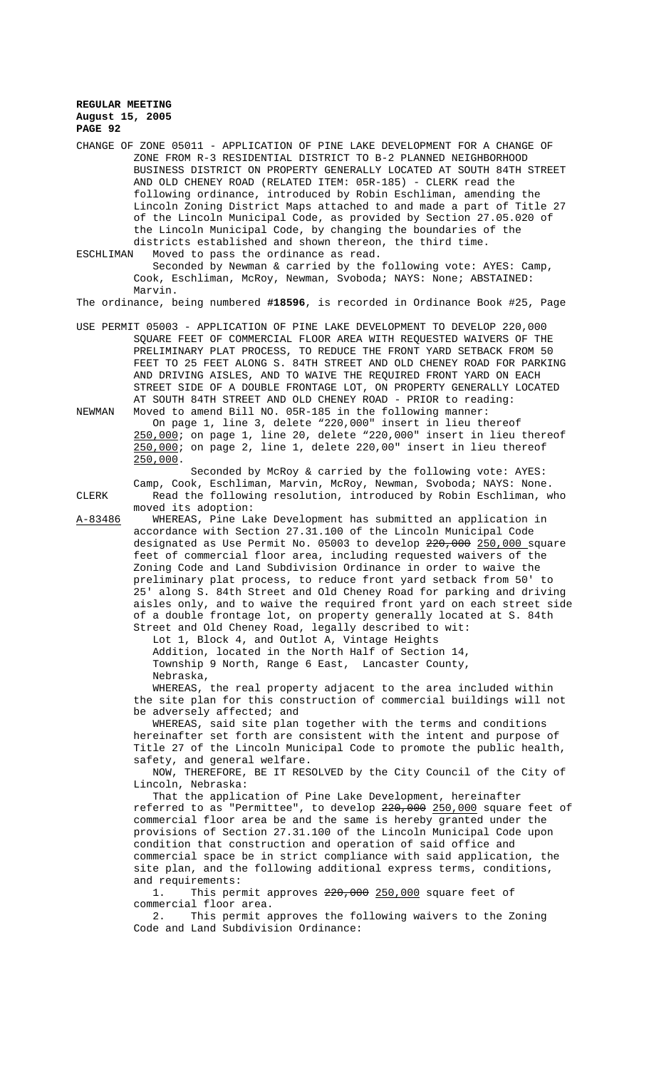CHANGE OF ZONE 05011 - APPLICATION OF PINE LAKE DEVELOPMENT FOR A CHANGE OF ZONE FROM R-3 RESIDENTIAL DISTRICT TO B-2 PLANNED NEIGHBORHOOD BUSINESS DISTRICT ON PROPERTY GENERALLY LOCATED AT SOUTH 84TH STREET AND OLD CHENEY ROAD (RELATED ITEM: 05R-185) - CLERK read the following ordinance, introduced by Robin Eschliman, amending the Lincoln Zoning District Maps attached to and made a part of Title 27 of the Lincoln Municipal Code, as provided by Section 27.05.020 of the Lincoln Municipal Code, by changing the boundaries of the districts established and shown thereon, the third time.

ESCHLIMAN Moved to pass the ordinance as read.

Seconded by Newman & carried by the following vote: AYES: Camp, Cook, Eschliman, McRoy, Newman, Svoboda; NAYS: None; ABSTAINED: Marvin.

The ordinance, being numbered **#18596**, is recorded in Ordinance Book #25, Page

USE PERMIT 05003 - APPLICATION OF PINE LAKE DEVELOPMENT TO DEVELOP 220,000 SQUARE FEET OF COMMERCIAL FLOOR AREA WITH REQUESTED WAIVERS OF THE PRELIMINARY PLAT PROCESS, TO REDUCE THE FRONT YARD SETBACK FROM 50 FEET TO 25 FEET ALONG S. 84TH STREET AND OLD CHENEY ROAD FOR PARKING AND DRIVING AISLES, AND TO WAIVE THE REQUIRED FRONT YARD ON EACH STREET SIDE OF A DOUBLE FRONTAGE LOT, ON PROPERTY GENERALLY LOCATED AT SOUTH 84TH STREET AND OLD CHENEY ROAD - PRIOR to reading:

NEWMAN Moved to amend Bill NO. 05R-185 in the following manner:

On page 1, line 3, delete "220,000" insert in lieu thereof 250,000; on page 1, line 20, delete "220,000" insert in lieu thereof 250,000; on page 2, line 1, delete 220,00" insert in lieu thereof 250,000.

Seconded by McRoy & carried by the following vote: AYES: Camp, Cook, Eschliman, Marvin, McRoy, Newman, Svoboda; NAYS: None.

CLERK Read the following resolution, introduced by Robin Eschliman, who moved its adoption:

A-83486 WHEREAS, Pine Lake Development has submitted an application in accordance with Section 27.31.100 of the Lincoln Municipal Code designated as Use Permit No. 05003 to develop ~~220,000~~ 250,000 square feet of commercial floor area, including requested waivers of the Zoning Code and Land Subdivision Ordinance in order to waive the preliminary plat process, to reduce front yard setback from 50' to 25' along S. 84th Street and Old Cheney Road for parking and driving aisles only, and to waive the required front yard on each street side of a double frontage lot, on property generally located at S. 84th Street and Old Cheney Road, legally described to wit:

Lot 1, Block 4, and Outlot A, Vintage Heights Addition, located in the North Half of Section 14, Township 9 North, Range 6 East, Lancaster County, Nebraska,

WHEREAS, the real property adjacent to the area included within the site plan for this construction of commercial buildings will not be adversely affected; and

WHEREAS, said site plan together with the terms and conditions hereinafter set forth are consistent with the intent and purpose of Title 27 of the Lincoln Municipal Code to promote the public health, safety, and general welfare.

NOW, THEREFORE, BE IT RESOLVED by the City Council of the City of Lincoln, Nebraska:

That the application of Pine Lake Development, hereinafter referred to as "Permittee", to develop ~~220,000~~ 250,000 square feet of commercial floor area be and the same is hereby granted under the provisions of Section 27.31.100 of the Lincoln Municipal Code upon condition that construction and operation of said office and commercial space be in strict compliance with said application, the site plan, and the following additional express terms, conditions, and requirements:

1. This permit approves ~~220,000~~ 250,000 square feet of commercial floor area.

2. This permit approves the following waivers to the Zoning Code and Land Subdivision Ordinance: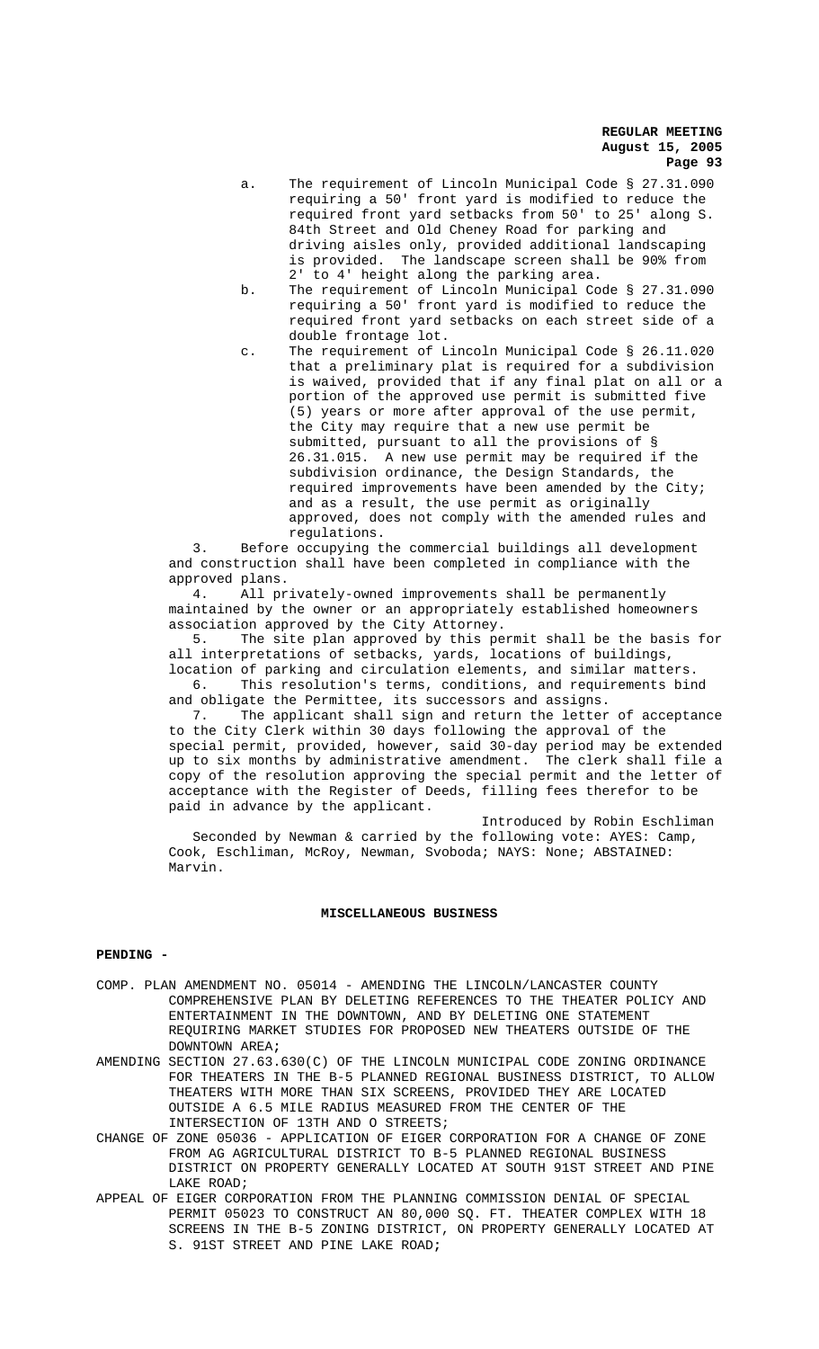a. The requirement of Lincoln Municipal Code § 27.31.090 requiring a 50' front yard is modified to reduce the required front yard setbacks from 50' to 25' along S. 84th Street and Old Cheney Road for parking and driving aisles only, provided additional landscaping is provided. The landscape screen shall be 90% from 2' to 4' height along the parking area.

b. The requirement of Lincoln Municipal Code § 27.31.090 requiring a 50' front yard is modified to reduce the required front yard setbacks on each street side of a double frontage lot.

c. The requirement of Lincoln Municipal Code § 26.11.020 that a preliminary plat is required for a subdivision is waived, provided that if any final plat on all or a portion of the approved use permit is submitted five (5) years or more after approval of the use permit, the City may require that a new use permit be submitted, pursuant to all the provisions of § 26.31.015. A new use permit may be required if the subdivision ordinance, the Design Standards, the required improvements have been amended by the City; and as a result, the use permit as originally approved, does not comply with the amended rules and regulations.

3. Before occupying the commercial buildings all development and construction shall have been completed in compliance with the approved plans.

4. All privately-owned improvements shall be permanently maintained by the owner or an appropriately established homeowners association approved by the City Attorney.

5. The site plan approved by this permit shall be the basis for all interpretations of setbacks, yards, locations of buildings, location of parking and circulation elements, and similar matters.

6. This resolution's terms, conditions, and requirements bind and obligate the Permittee, its successors and assigns.

7. The applicant shall sign and return the letter of acceptance to the City Clerk within 30 days following the approval of the special permit, provided, however, said 30-day period may be extended up to six months by administrative amendment. The clerk shall file a copy of the resolution approving the special permit and the letter of acceptance with the Register of Deeds, filling fees therefor to be paid in advance by the applicant.

Introduced by Robin Eschliman

Seconded by Newman & carried by the following vote: AYES: Camp, Cook, Eschliman, McRoy, Newman, Svoboda; NAYS: None; ABSTAINED: Marvin.

## MISCELLANEOUS BUSINESS

**PENDING -**

COMP. PLAN AMENDMENT NO. 05014 - AMENDING THE LINCOLN/LANCASTER COUNTY COMPREHENSIVE PLAN BY DELETING REFERENCES TO THE THEATER POLICY AND ENTERTAINMENT IN THE DOWNTOWN, AND BY DELETING ONE STATEMENT REQUIRING MARKET STUDIES FOR PROPOSED NEW THEATERS OUTSIDE OF THE DOWNTOWN AREA;

AMENDING SECTION 27.63.630(C) OF THE LINCOLN MUNICIPAL CODE ZONING ORDINANCE FOR THEATERS IN THE B-5 PLANNED REGIONAL BUSINESS DISTRICT, TO ALLOW THEATERS WITH MORE THAN SIX SCREENS, PROVIDED THEY ARE LOCATED OUTSIDE A 6.5 MILE RADIUS MEASURED FROM THE CENTER OF THE INTERSECTION OF 13TH AND O STREETS;

CHANGE OF ZONE 05036 - APPLICATION OF EIGER CORPORATION FOR A CHANGE OF ZONE FROM AG AGRICULTURAL DISTRICT TO B-5 PLANNED REGIONAL BUSINESS DISTRICT ON PROPERTY GENERALLY LOCATED AT SOUTH 91ST STREET AND PINE LAKE ROAD;

APPEAL OF EIGER CORPORATION FROM THE PLANNING COMMISSION DENIAL OF SPECIAL PERMIT 05023 TO CONSTRUCT AN 80,000 SQ. FT. THEATER COMPLEX WITH 18 SCREENS IN THE B-5 ZONING DISTRICT, ON PROPERTY GENERALLY LOCATED AT S. 91ST STREET AND PINE LAKE ROAD;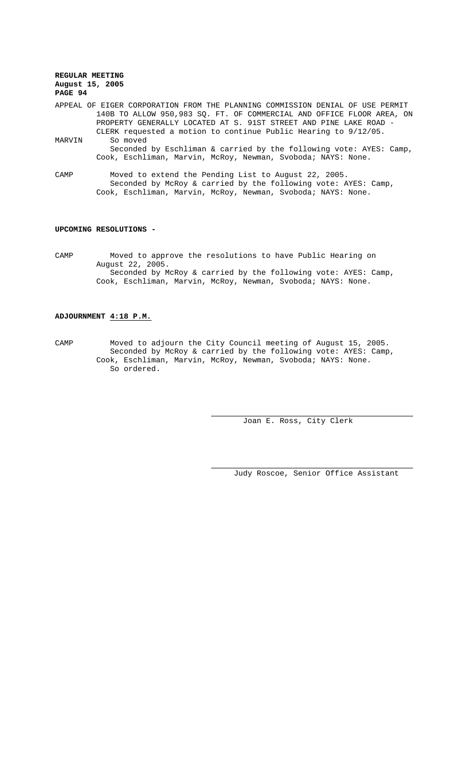APPEAL OF EIGER CORPORATION FROM THE PLANNING COMMISSION DENIAL OF USE PERMIT 140B TO ALLOW 950,983 SQ. FT. OF COMMERCIAL AND OFFICE FLOOR AREA, ON PROPERTY GENERALLY LOCATED AT S. 91ST STREET AND PINE LAKE ROAD - CLERK requested a motion to continue Public Hearing to 9/12/05.

MARVIN So moved
Seconded by Eschliman & carried by the following vote: AYES: Camp, Cook, Eschliman, Marvin, McRoy, Newman, Svoboda; NAYS: None.

CAMP Moved to extend the Pending List to August 22, 2005.
Seconded by McRoy & carried by the following vote: AYES: Camp, Cook, Eschliman, Marvin, McRoy, Newman, Svoboda; NAYS: None.

**UPCOMING RESOLUTIONS -**

CAMP Moved to approve the resolutions to have Public Hearing on August 22, 2005.
Seconded by McRoy & carried by the following vote: AYES: Camp, Cook, Eschliman, Marvin, McRoy, Newman, Svoboda; NAYS: None.

**ADJOURNMENT 4:18 P.M.**

CAMP Moved to adjourn the City Council meeting of August 15, 2005.
Seconded by McRoy & carried by the following vote: AYES: Camp, Cook, Eschliman, Marvin, McRoy, Newman, Svoboda; NAYS: None.
So ordered.

Joan E. Ross, City Clerk

Judy Roscoe, Senior Office Assistant